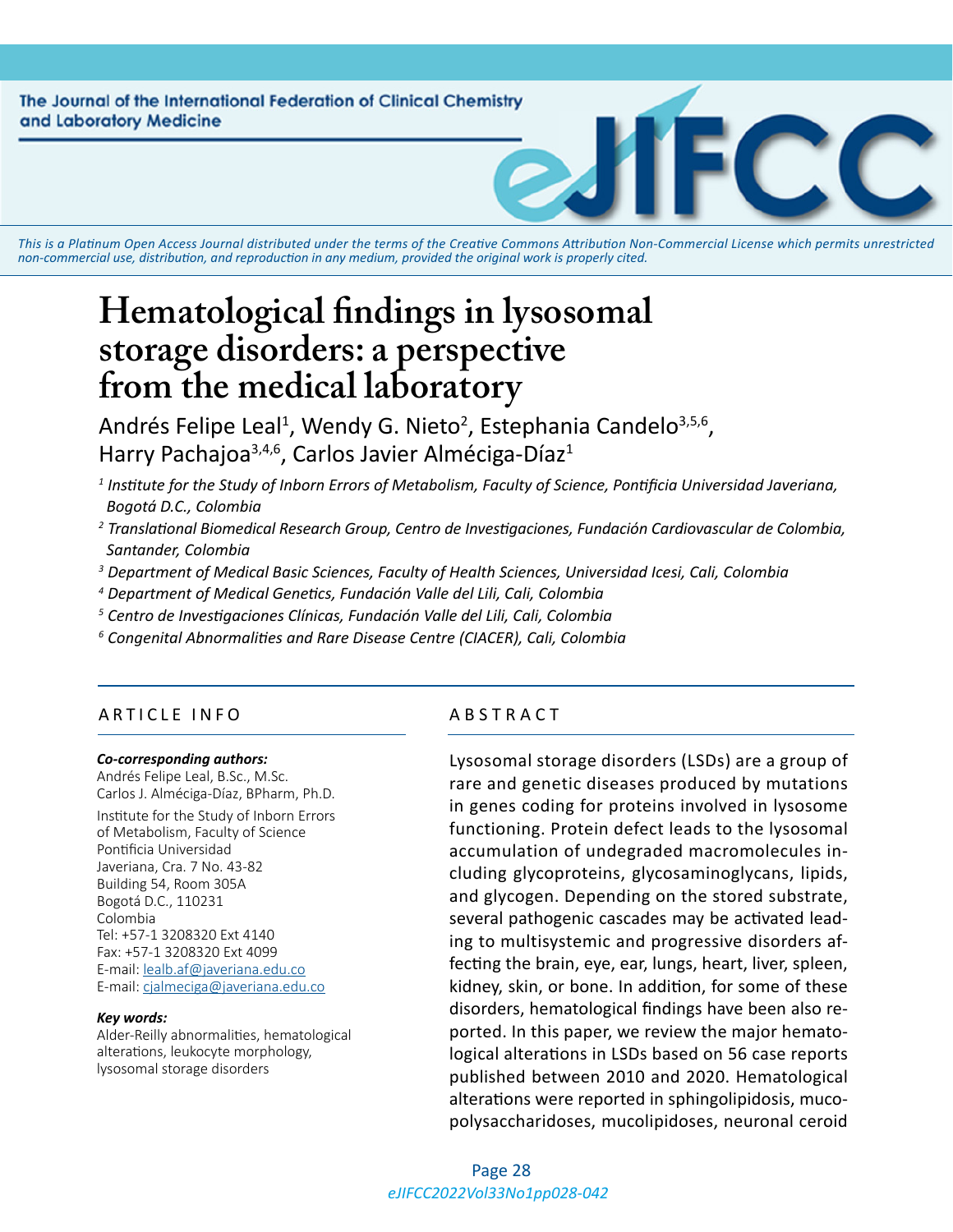The Journal of the International Federation of Clinical Chemistry and Laboratory Medicine

*This is a Platinum Open Access Journal distributed under the terms of the Creative Commons Attribution Non-Commercial License which permits unrestricted non-commercial use, distribution, and reproduction in any medium, provided the original work is properly cited.*

# Hematological findings in lysosomal storage disorders: a perspective from the medical laboratory

Andrés Felipe Leal[1], Wendy G. Nieto[2], Estephania Candelo[3,5,6], Harry Pachajoa[3,4,6], Carlos Javier Alméciga-Díaz[1]

[1] *Institute for the Study of Inborn Errors of Metabolism, Faculty of Science, Pontificia Universidad Javeriana, Bogotá D.C., Colombia*

[2] *Translational Biomedical Research Group, Centro de Investigaciones, Fundación Cardiovascular de Colombia, Santander, Colombia*

[3] *Department of Medical Basic Sciences, Faculty of Health Sciences, Universidad Icesi, Cali, Colombia*

[4] *Department of Medical Genetics, Fundación Valle del Lili, Cali, Colombia*

[5] *Centro de Investigaciones Clínicas, Fundación Valle del Lili, Cali, Colombia*

[6] *Congenital Abnormalities and Rare Disease Centre (CIACER), Cali, Colombia*

## ARTICLE INFO

***Co-corresponding authors:***

Andrés Felipe Leal, B.Sc., M.Sc.
Carlos J. Alméciga-Díaz, BPharm, Ph.D.

Institute for the Study of Inborn Errors of Metabolism, Faculty of Science
Pontificia Universidad
Javeriana, Cra. 7 No. 43-82
Building 54, Room 305A
Bogotá D.C., 110231
Colombia
Tel: +57-1 3208320 Ext 4140
Fax: +57-1 3208320 Ext 4099
E-mail: lealb.af@javeriana.edu.co
E-mail: cjalmeciga@javeriana.edu.co

***Key words:***

Alder-Reilly abnormalities, hematological alterations, leukocyte morphology, lysosomal storage disorders

## ABSTRACT

Lysosomal storage disorders (LSDs) are a group of rare and genetic diseases produced by mutations in genes coding for proteins involved in lysosome functioning. Protein defect leads to the lysosomal accumulation of undegraded macromolecules including glycoproteins, glycosaminoglycans, lipids, and glycogen. Depending on the stored substrate, several pathogenic cascades may be activated leading to multisystemic and progressive disorders affecting the brain, eye, ear, lungs, heart, liver, spleen, kidney, skin, or bone. In addition, for some of these disorders, hematological findings have been also reported. In this paper, we review the major hematological alterations in LSDs based on 56 case reports published between 2010 and 2020. Hematological alterations were reported in sphingolipidosis, mucopolysaccharidoses, mucolipidoses, neuronal ceroid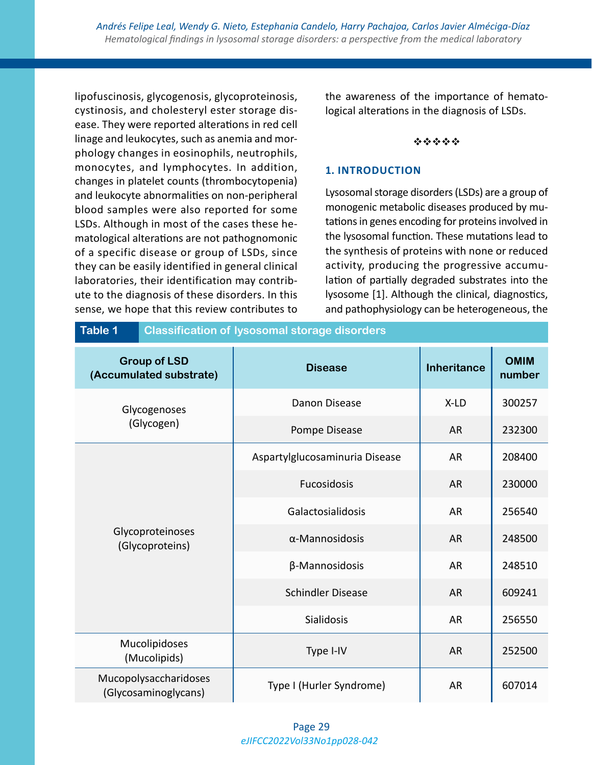lipofuscinosis, glycogenosis, glycoproteinosis, cystinosis, and cholesteryl ester storage disease. They were reported alterations in red cell linage and leukocytes, such as anemia and morphology changes in eosinophils, neutrophils, monocytes, and lymphocytes. In addition, changes in platelet counts (thrombocytopenia) and leukocyte abnormalities on non-peripheral blood samples were also reported for some LSDs. Although in most of the cases these hematological alterations are not pathognomonic of a specific disease or group of LSDs, since they can be easily identified in general clinical laboratories, their identification may contribute to the diagnosis of these disorders. In this sense, we hope that this review contributes to the awareness of the importance of hematological alterations in the diagnosis of LSDs.

❖❖❖❖❖

## 1. INTRODUCTION

Lysosomal storage disorders (LSDs) are a group of monogenic metabolic diseases produced by mutations in genes encoding for proteins involved in the lysosomal function. These mutations lead to the synthesis of proteins with none or reduced activity, producing the progressive accumulation of partially degraded substrates into the lysosome [1]. Although the clinical, diagnostics, and pathophysiology can be heterogeneous, the

**Table 1** Classification of lysosomal storage disorders

| Group of LSD (Accumulated substrate) | Disease | Inheritance | OMIM number |
|---|---|---|---|
| Glycogenoses (Glycogen) | Danon Disease | X-LD | 300257 |
| | Pompe Disease | AR | 232300 |
| Glycoproteinoses (Glycoproteins) | Aspartylglucosaminuria Disease | AR | 208400 |
| | Fucosidosis | AR | 230000 |
| | Galactosialidosis | AR | 256540 |
| | α-Mannosidosis | AR | 248500 |
| | β-Mannosidosis | AR | 248510 |
| | Schindler Disease | AR | 609241 |
| | Sialidosis | AR | 256550 |
| Mucolipidoses (Mucolipids) | Type I-IV | AR | 252500 |
| Mucopolysaccharidoses (Glycosaminoglycans) | Type I (Hurler Syndrome) | AR | 607014 |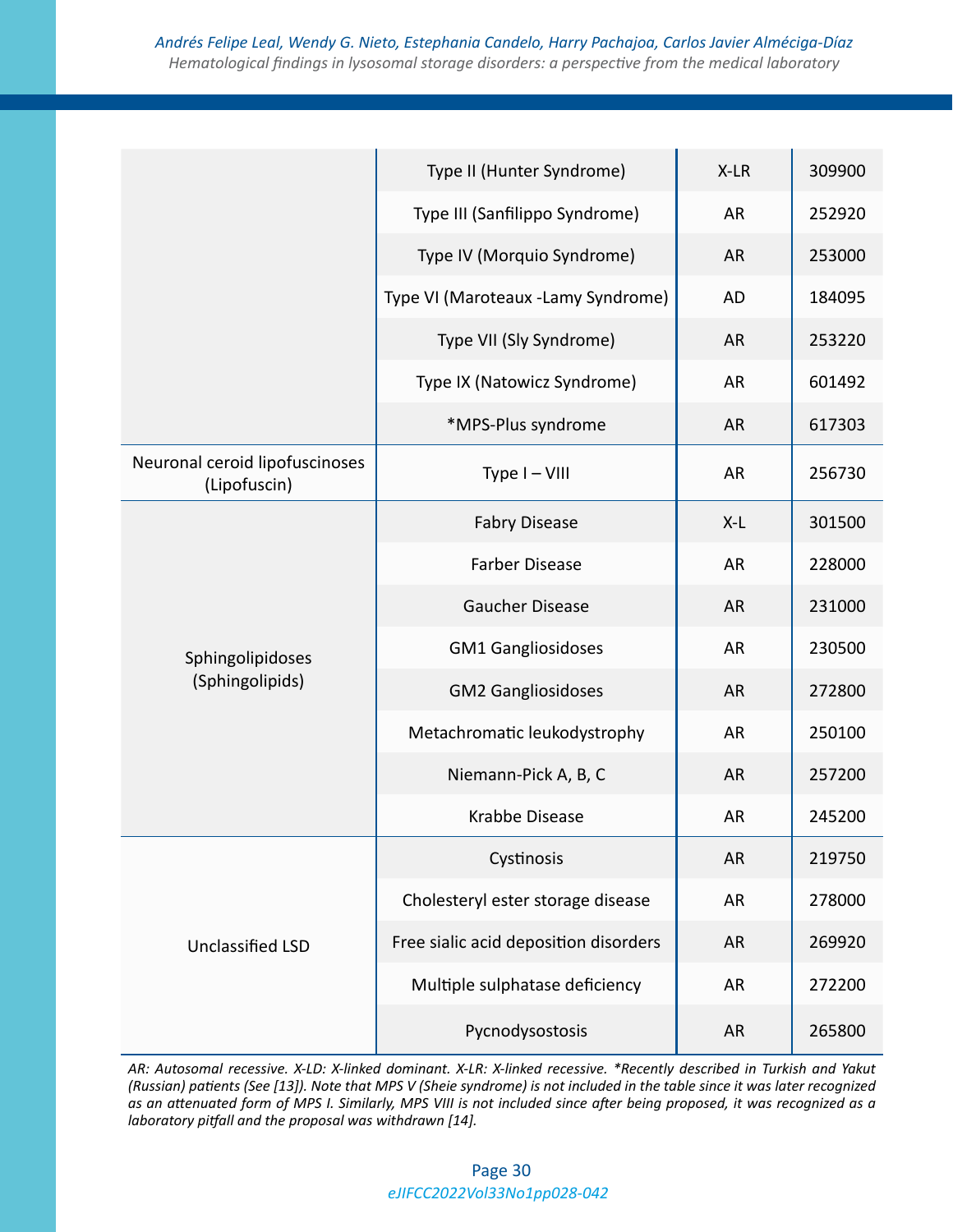| | | | |
|---|---|---|---|
| | Type II (Hunter Syndrome) | X-LR | 309900 |
| | Type III (Sanfilippo Syndrome) | AR | 252920 |
| | Type IV (Morquio Syndrome) | AR | 253000 |
| | Type VI (Maroteaux -Lamy Syndrome) | AD | 184095 |
| | Type VII (Sly Syndrome) | AR | 253220 |
| | Type IX (Natowicz Syndrome) | AR | 601492 |
| | *MPS-Plus syndrome | AR | 617303 |
| Neuronal ceroid lipofuscinoses (Lipofuscin) | Type I – VIII | AR | 256730 |
| Sphingolipidoses (Sphingolipids) | Fabry Disease | X-L | 301500 |
| | Farber Disease | AR | 228000 |
| | Gaucher Disease | AR | 231000 |
| | GM1 Gangliosidoses | AR | 230500 |
| | GM2 Gangliosidoses | AR | 272800 |
| | Metachromatic leukodystrophy | AR | 250100 |
| | Niemann-Pick A, B, C | AR | 257200 |
| | Krabbe Disease | AR | 245200 |
| Unclassified LSD | Cystinosis | AR | 219750 |
| | Cholesteryl ester storage disease | AR | 278000 |
| | Free sialic acid deposition disorders | AR | 269920 |
| | Multiple sulphatase deficiency | AR | 272200 |
| | Pycnodysostosis | AR | 265800 |

*AR: Autosomal recessive. X-LD: X-linked dominant. X-LR: X-linked recessive. *Recently described in Turkish and Yakut (Russian) patients (See [13]). Note that MPS V (Sheie syndrome) is not included in the table since it was later recognized as an attenuated form of MPS I. Similarly, MPS VIII is not included since after being proposed, it was recognized as a laboratory pitfall and the proposal was withdrawn [14].*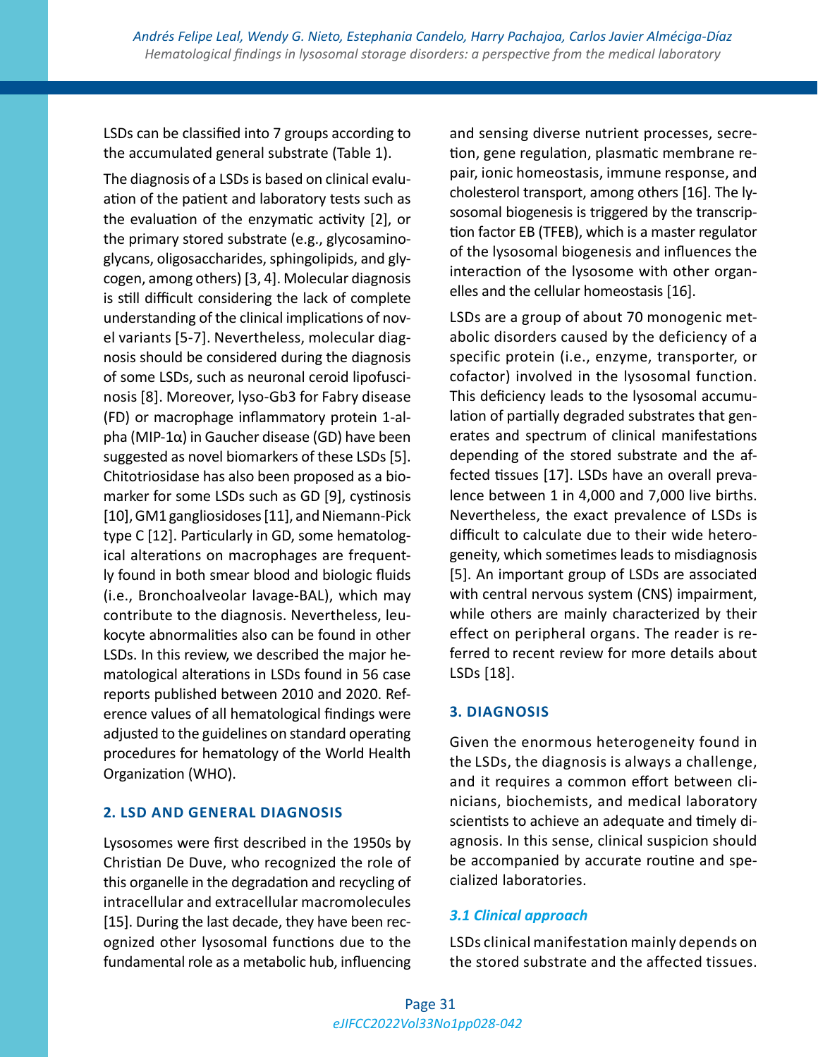LSDs can be classified into 7 groups according to the accumulated general substrate (Table 1).

The diagnosis of a LSDs is based on clinical evaluation of the patient and laboratory tests such as the evaluation of the enzymatic activity [2], or the primary stored substrate (e.g., glycosaminoglycans, oligosaccharides, sphingolipids, and glycogen, among others) [3, 4]. Molecular diagnosis is still difficult considering the lack of complete understanding of the clinical implications of novel variants [5-7]. Nevertheless, molecular diagnosis should be considered during the diagnosis of some LSDs, such as neuronal ceroid lipofuscinosis [8]. Moreover, lyso-Gb3 for Fabry disease (FD) or macrophage inflammatory protein 1-alpha (MIP-1α) in Gaucher disease (GD) have been suggested as novel biomarkers of these LSDs [5]. Chitotriosidase has also been proposed as a biomarker for some LSDs such as GD [9], cystinosis [10], GM1 gangliosidoses [11], and Niemann-Pick type C [12]. Particularly in GD, some hematological alterations on macrophages are frequently found in both smear blood and biologic fluids (i.e., Bronchoalveolar lavage-BAL), which may contribute to the diagnosis. Nevertheless, leukocyte abnormalities also can be found in other LSDs. In this review, we described the major hematological alterations in LSDs found in 56 case reports published between 2010 and 2020. Reference values of all hematological findings were adjusted to the guidelines on standard operating procedures for hematology of the World Health Organization (WHO).

## 2. LSD AND GENERAL DIAGNOSIS

Lysosomes were first described in the 1950s by Christian De Duve, who recognized the role of this organelle in the degradation and recycling of intracellular and extracellular macromolecules [15]. During the last decade, they have been recognized other lysosomal functions due to the fundamental role as a metabolic hub, influencing and sensing diverse nutrient processes, secretion, gene regulation, plasmatic membrane repair, ionic homeostasis, immune response, and cholesterol transport, among others [16]. The lysosomal biogenesis is triggered by the transcription factor EB (TFEB), which is a master regulator of the lysosomal biogenesis and influences the interaction of the lysosome with other organelles and the cellular homeostasis [16].

LSDs are a group of about 70 monogenic metabolic disorders caused by the deficiency of a specific protein (i.e., enzyme, transporter, or cofactor) involved in the lysosomal function. This deficiency leads to the lysosomal accumulation of partially degraded substrates that generates and spectrum of clinical manifestations depending of the stored substrate and the affected tissues [17]. LSDs have an overall prevalence between 1 in 4,000 and 7,000 live births. Nevertheless, the exact prevalence of LSDs is difficult to calculate due to their wide heterogeneity, which sometimes leads to misdiagnosis [5]. An important group of LSDs are associated with central nervous system (CNS) impairment, while others are mainly characterized by their effect on peripheral organs. The reader is referred to recent review for more details about LSDs [18].

## 3. DIAGNOSIS

Given the enormous heterogeneity found in the LSDs, the diagnosis is always a challenge, and it requires a common effort between clinicians, biochemists, and medical laboratory scientists to achieve an adequate and timely diagnosis. In this sense, clinical suspicion should be accompanied by accurate routine and specialized laboratories.

### *3.1 Clinical approach*

LSDs clinical manifestation mainly depends on the stored substrate and the affected tissues.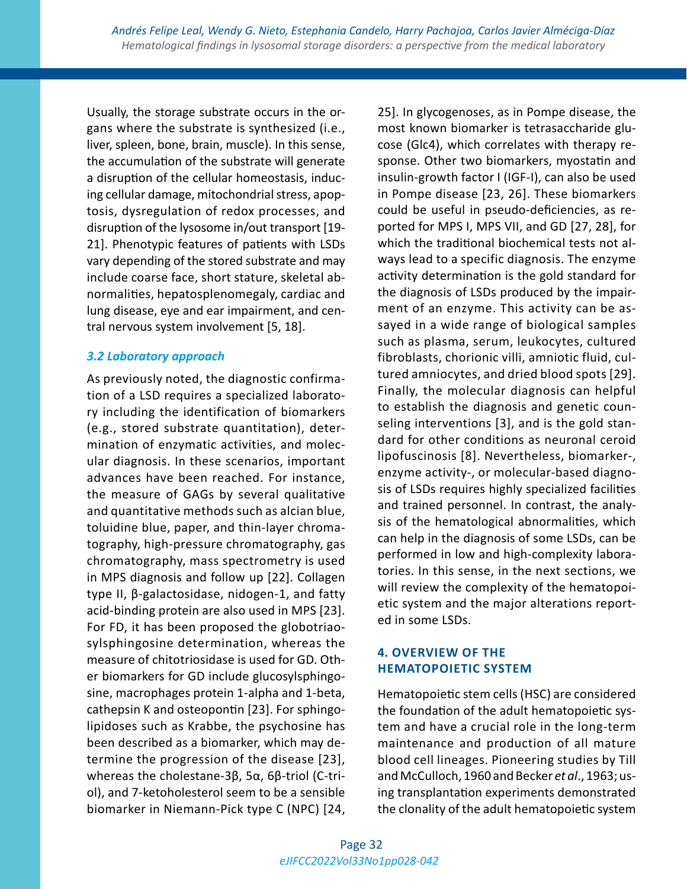Usually, the storage substrate occurs in the organs where the substrate is synthesized (i.e., liver, spleen, bone, brain, muscle). In this sense, the accumulation of the substrate will generate a disruption of the cellular homeostasis, inducing cellular damage, mitochondrial stress, apoptosis, dysregulation of redox processes, and disruption of the lysosome in/out transport [19-21]. Phenotypic features of patients with LSDs vary depending of the stored substrate and may include coarse face, short stature, skeletal abnormalities, hepatosplenomegaly, cardiac and lung disease, eye and ear impairment, and central nervous system involvement [5, 18].

### *3.2 Laboratory approach*

As previously noted, the diagnostic confirmation of a LSD requires a specialized laboratory including the identification of biomarkers (e.g., stored substrate quantitation), determination of enzymatic activities, and molecular diagnosis. In these scenarios, important advances have been reached. For instance, the measure of GAGs by several qualitative and quantitative methods such as alcian blue, toluidine blue, paper, and thin-layer chromatography, high-pressure chromatography, gas chromatography, mass spectrometry is used in MPS diagnosis and follow up [22]. Collagen type II, β-galactosidase, nidogen-1, and fatty acid-binding protein are also used in MPS [23]. For FD, it has been proposed the globotriaosylsphingosine determination, whereas the measure of chitotriosidase is used for GD. Other biomarkers for GD include glucosylsphingosine, macrophages protein 1-alpha and 1-beta, cathepsin K and osteopontin [23]. For sphingolipidoses such as Krabbe, the psychosine has been described as a biomarker, which may determine the progression of the disease [23], whereas the cholestane-3β, 5α, 6β-triol (C-triol), and 7-ketoholesterol seem to be a sensible biomarker in Niemann-Pick type C (NPC) [24, 25]. In glycogenoses, as in Pompe disease, the most known biomarker is tetrasaccharide glucose (Glc4), which correlates with therapy response. Other two biomarkers, myostatin and insulin-growth factor I (IGF-I), can also be used in Pompe disease [23, 26]. These biomarkers could be useful in pseudo-deficiencies, as reported for MPS I, MPS VII, and GD [27, 28], for which the traditional biochemical tests not always lead to a specific diagnosis. The enzyme activity determination is the gold standard for the diagnosis of LSDs produced by the impairment of an enzyme. This activity can be assayed in a wide range of biological samples such as plasma, serum, leukocytes, cultured fibroblasts, chorionic villi, amniotic fluid, cultured amniocytes, and dried blood spots [29]. Finally, the molecular diagnosis can helpful to establish the diagnosis and genetic counseling interventions [3], and is the gold standard for other conditions as neuronal ceroid lipofuscinosis [8]. Nevertheless, biomarker-, enzyme activity-, or molecular-based diagnosis of LSDs requires highly specialized facilities and trained personnel. In contrast, the analysis of the hematological abnormalities, which can help in the diagnosis of some LSDs, can be performed in low and high-complexity laboratories. In this sense, in the next sections, we will review the complexity of the hematopoietic system and the major alterations reported in some LSDs.

## 4. OVERVIEW OF THE HEMATOPOIETIC SYSTEM

Hematopoietic stem cells (HSC) are considered the foundation of the adult hematopoietic system and have a crucial role in the long-term maintenance and production of all mature blood cell lineages. Pioneering studies by Till and McCulloch, 1960 and Becker *et al*., 1963; using transplantation experiments demonstrated the clonality of the adult hematopoietic system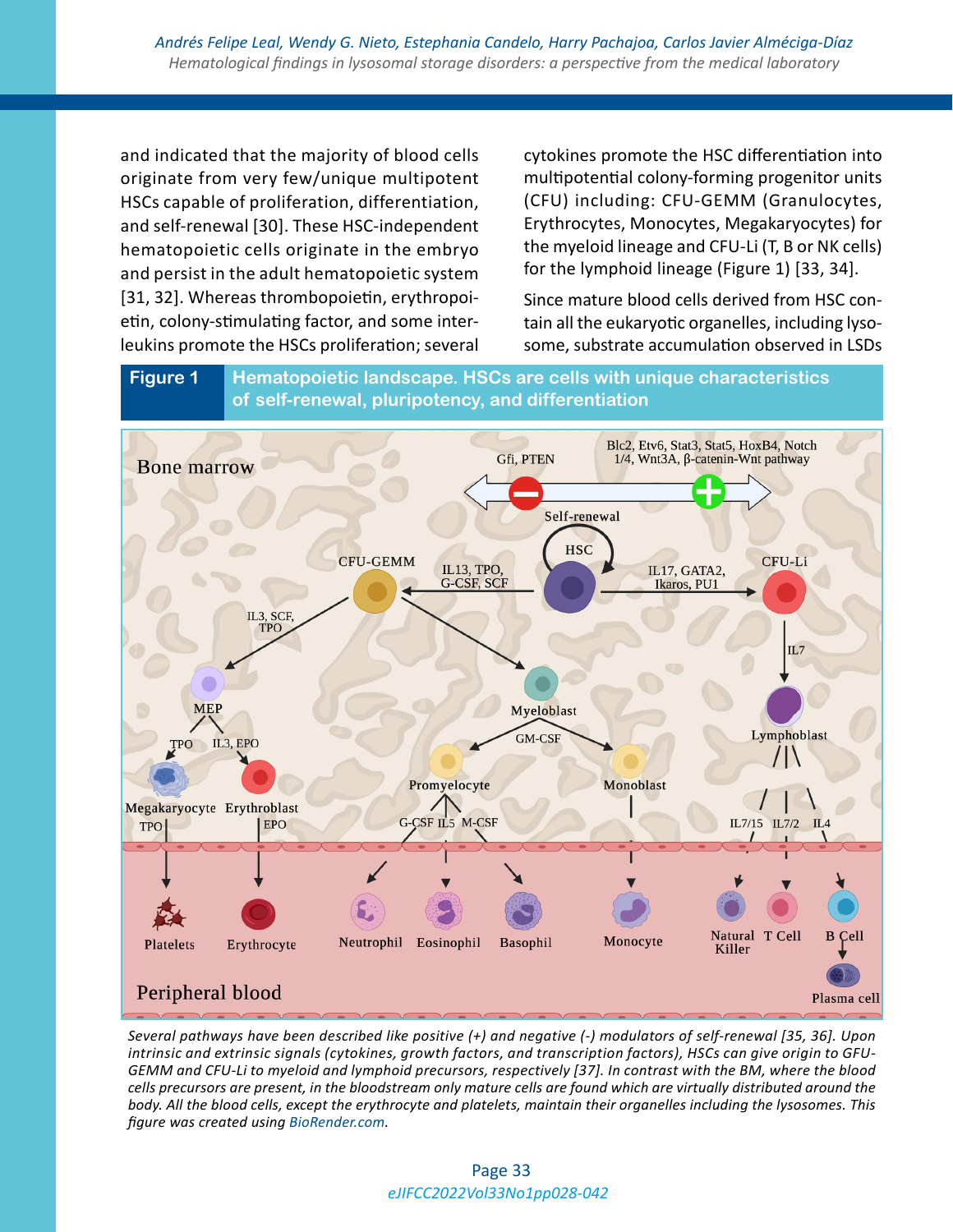and indicated that the majority of blood cells originate from very few/unique multipotent HSCs capable of proliferation, differentiation, and self-renewal [30]. These HSC-independent hematopoietic cells originate in the embryo and persist in the adult hematopoietic system [31, 32]. Whereas thrombopoietin, erythropoietin, colony-stimulating factor, and some interleukins promote the HSCs proliferation; several cytokines promote the HSC differentiation into multipotential colony-forming progenitor units (CFU) including: CFU-GEMM (Granulocytes, Erythrocytes, Monocytes, Megakaryocytes) for the myeloid lineage and CFU-Li (T, B or NK cells) for the lymphoid lineage (Figure 1) [33, 34].

Since mature blood cells derived from HSC contain all the eukaryotic organelles, including lysosome, substrate accumulation observed in LSDs

**Figure 1** **Hematopoietic landscape. HSCs are cells with unique characteristics of self-renewal, pluripotency, and differentiation**

*Several pathways have been described like positive (+) and negative (-) modulators of self-renewal [35, 36]. Upon intrinsic and extrinsic signals (cytokines, growth factors, and transcription factors), HSCs can give origin to GFU-GEMM and CFU-Li to myeloid and lymphoid precursors, respectively [37]. In contrast with the BM, where the blood cells precursors are present, in the bloodstream only mature cells are found which are virtually distributed around the body. All the blood cells, except the erythrocyte and platelets, maintain their organelles including the lysosomes. This figure was created using BioRender.com.*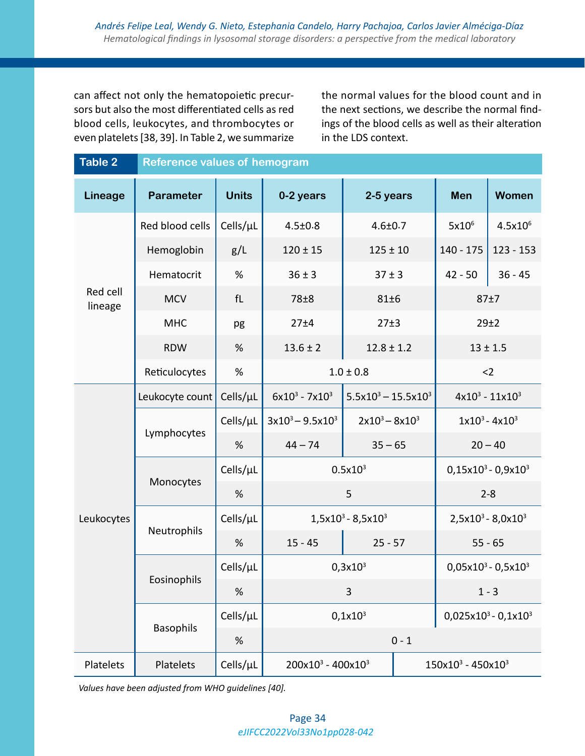can affect not only the hematopoietic precursors but also the most differentiated cells as red blood cells, leukocytes, and thrombocytes or even platelets [38, 39]. In Table 2, we summarize the normal values for the blood count and in the next sections, we describe the normal findings of the blood cells as well as their alteration in the LDS context.

**Table 2** Reference values of hemogram

| Lineage | Parameter | Units | 0-2 years | 2-5 years | Men | Women |
|---|---|---|---|---|---|---|
| Red cell lineage | Red blood cells | Cells/μL | 4.5±0.8 | 4.6±0.7 | $5x10^6$ | $4.5x10^6$ |
| | Hemoglobin | g/L | 120 ± 15 | 125 ± 10 | 140 - 175 | 123 - 153 |
| | Hematocrit | % | 36 ± 3 | 37 ± 3 | 42 - 50 | 36 - 45 |
| | MCV | fL | 78±8 | 81±6 | 87±7 | |
| | MHC | pg | 27±4 | 27±3 | 29±2 | |
| | RDW | % | 13.6 ± 2 | 12.8 ± 1.2 | 13 ± 1.5 | |
| | Reticulocytes | % | 1.0 ± 0.8 | | <2 | |
| Leukocytes | Leukocyte count | Cells/μL | $6x10^3$ - $7x10^3$ | $5.5x10^3$ – $15.5x10^3$ | $4x10^3$ - $11x10^3$ | |
| | Lymphocytes | Cells/μL | $3x10^3$ – $9.5x10^3$ | $2x10^3$ – $8x10^3$ | $1x10^3$ - $4x10^3$ | |
| | | % | 44 – 74 | 35 – 65 | 20 – 40 | |
| | Monocytes | Cells/μL | $0.5x10^3$ | | $0,15x10^3$ - $0,9x10^3$ | |
| | | % | 5 | | 2-8 | |
| | Neutrophils | Cells/μL | $1,5x10^3$ - $8,5x10^3$ | | $2,5x10^3$ - $8,0x10^3$ | |
| | | % | 15 - 45 | 25 - 57 | 55 - 65 | |
| | Eosinophils | Cells/μL | $0,3x10^3$ | | $0,05x10^3$ - $0,5x10^3$ | |
| | | % | 3 | | 1 - 3 | |
| | Basophils | Cells/μL | $0,1x10^3$ | | $0,025x10^3$ - $0,1x10^3$ | |
| | | % | 0 - 1 | | | |
| Platelets | Platelets | Cells/μL | $200x10^3$ - $400x10^3$ | | $150x10^3$ - $450x10^3$ | |

*Values have been adjusted from WHO guidelines [40].*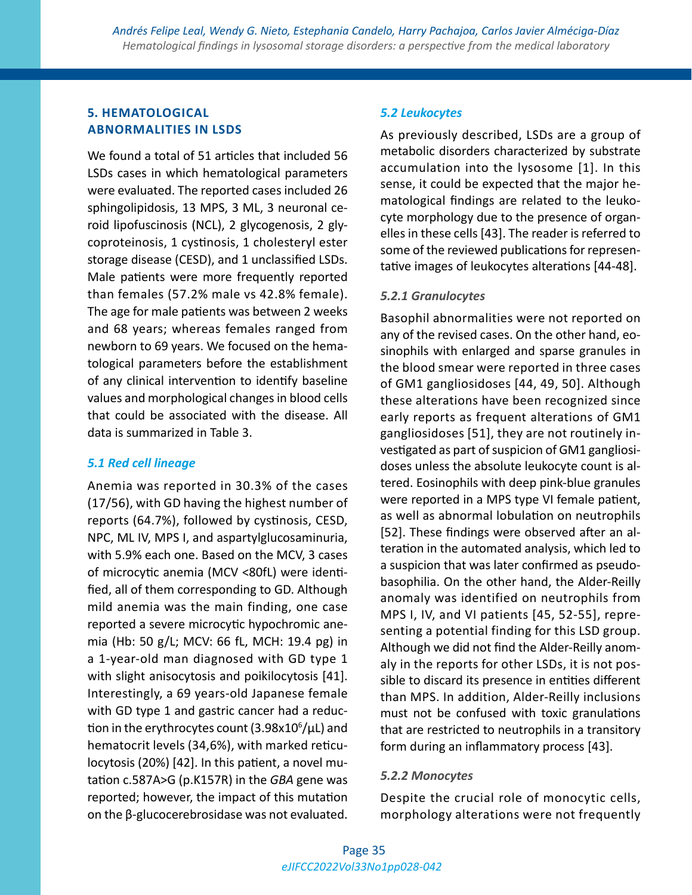## 5. HEMATOLOGICAL ABNORMALITIES IN LSDS

We found a total of 51 articles that included 56 LSDs cases in which hematological parameters were evaluated. The reported cases included 26 sphingolipidosis, 13 MPS, 3 ML, 3 neuronal ceroid lipofuscinosis (NCL), 2 glycogenosis, 2 glycoproteinosis, 1 cystinosis, 1 cholesteryl ester storage disease (CESD), and 1 unclassified LSDs. Male patients were more frequently reported than females (57.2% male vs 42.8% female). The age for male patients was between 2 weeks and 68 years; whereas females ranged from newborn to 69 years. We focused on the hematological parameters before the establishment of any clinical intervention to identify baseline values and morphological changes in blood cells that could be associated with the disease. All data is summarized in Table 3.

### *5.1 Red cell lineage*

Anemia was reported in 30.3% of the cases (17/56), with GD having the highest number of reports (64.7%), followed by cystinosis, CESD, NPC, ML IV, MPS I, and aspartylglucosaminuria, with 5.9% each one. Based on the MCV, 3 cases of microcytic anemia (MCV <80fL) were identified, all of them corresponding to GD. Although mild anemia was the main finding, one case reported a severe microcytic hypochromic anemia (Hb: 50 g/L; MCV: 66 fL, MCH: 19.4 pg) in a 1-year-old man diagnosed with GD type 1 with slight anisocytosis and poikilocytosis [41]. Interestingly, a 69 years-old Japanese female with GD type 1 and gastric cancer had a reduction in the erythrocytes count ($3.98 \times 10^6/\mu L$) and hematocrit levels (34,6%), with marked reticulocytosis (20%) [42]. In this patient, a novel mutation c.587A>G (p.K157R) in the *GBA* gene was reported; however, the impact of this mutation on the β-glucocerebrosidase was not evaluated.

### *5.2 Leukocytes*

As previously described, LSDs are a group of metabolic disorders characterized by substrate accumulation into the lysosome [1]. In this sense, it could be expected that the major hematological findings are related to the leukocyte morphology due to the presence of organelles in these cells [43]. The reader is referred to some of the reviewed publications for representative images of leukocytes alterations [44-48].

#### *5.2.1 Granulocytes*

Basophil abnormalities were not reported on any of the revised cases. On the other hand, eosinophils with enlarged and sparse granules in the blood smear were reported in three cases of GM1 gangliosidoses [44, 49, 50]. Although these alterations have been recognized since early reports as frequent alterations of GM1 gangliosidoses [51], they are not routinely investigated as part of suspicion of GM1 gangliosidoses unless the absolute leukocyte count is altered. Eosinophils with deep pink-blue granules were reported in a MPS type VI female patient, as well as abnormal lobulation on neutrophils [52]. These findings were observed after an alteration in the automated analysis, which led to a suspicion that was later confirmed as pseudobasophilia. On the other hand, the Alder-Reilly anomaly was identified on neutrophils from MPS I, IV, and VI patients [45, 52-55], representing a potential finding for this LSD group. Although we did not find the Alder-Reilly anomaly in the reports for other LSDs, it is not possible to discard its presence in entities different than MPS. In addition, Alder-Reilly inclusions must not be confused with toxic granulations that are restricted to neutrophils in a transitory form during an inflammatory process [43].

#### *5.2.2 Monocytes*

Despite the crucial role of monocytic cells, morphology alterations were not frequently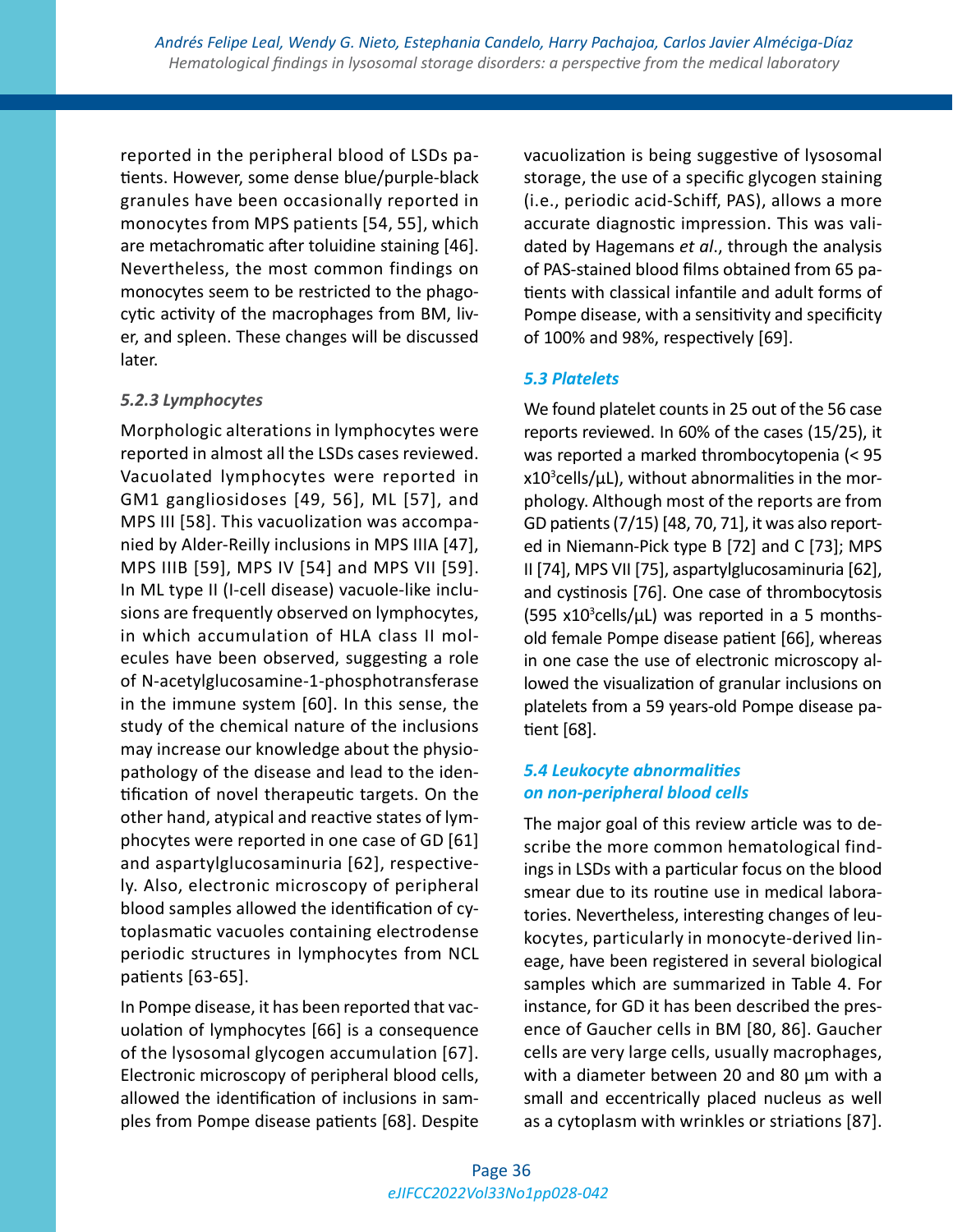reported in the peripheral blood of LSDs patients. However, some dense blue/purple-black granules have been occasionally reported in monocytes from MPS patients [54, 55], which are metachromatic after toluidine staining [46]. Nevertheless, the most common findings on monocytes seem to be restricted to the phagocytic activity of the macrophages from BM, liver, and spleen. These changes will be discussed later.

#### *5.2.3 Lymphocytes*

Morphologic alterations in lymphocytes were reported in almost all the LSDs cases reviewed. Vacuolated lymphocytes were reported in GM1 gangliosidoses [49, 56], ML [57], and MPS III [58]. This vacuolization was accompanied by Alder-Reilly inclusions in MPS IIIA [47], MPS IIIB [59], MPS IV [54] and MPS VII [59]. In ML type II (I-cell disease) vacuole-like inclusions are frequently observed on lymphocytes, in which accumulation of HLA class II molecules have been observed, suggesting a role of N-acetylglucosamine-1-phosphotransferase in the immune system [60]. In this sense, the study of the chemical nature of the inclusions may increase our knowledge about the physiopathology of the disease and lead to the identification of novel therapeutic targets. On the other hand, atypical and reactive states of lymphocytes were reported in one case of GD [61] and aspartylglucosaminuria [62], respectively. Also, electronic microscopy of peripheral blood samples allowed the identification of cytoplasmatic vacuoles containing electrodense periodic structures in lymphocytes from NCL patients [63-65].

In Pompe disease, it has been reported that vacuolation of lymphocytes [66] is a consequence of the lysosomal glycogen accumulation [67]. Electronic microscopy of peripheral blood cells, allowed the identification of inclusions in samples from Pompe disease patients [68]. Despite vacuolization is being suggestive of lysosomal storage, the use of a specific glycogen staining (i.e., periodic acid-Schiff, PAS), allows a more accurate diagnostic impression. This was validated by Hagemans *et al*., through the analysis of PAS-stained blood films obtained from 65 patients with classical infantile and adult forms of Pompe disease, with a sensitivity and specificity of 100% and 98%, respectively [69].

### *5.3 Platelets*

We found platelet counts in 25 out of the 56 case reports reviewed. In 60% of the cases (15/25), it was reported a marked thrombocytopenia (< 95 $\times10^3$cells/µL), without abnormalities in the morphology. Although most of the reports are from GD patients (7/15) [48, 70, 71], it was also reported in Niemann-Pick type B [72] and C [73]; MPS II [74], MPS VII [75], aspartylglucosaminuria [62], and cystinosis [76]. One case of thrombocytosis (595 $\times10^3$cells/µL) was reported in a 5 months-old female Pompe disease patient [66], whereas in one case the use of electronic microscopy allowed the visualization of granular inclusions on platelets from a 59 years-old Pompe disease patient [68].

### *5.4 Leukocyte abnormalities on non-peripheral blood cells*

The major goal of this review article was to describe the more common hematological findings in LSDs with a particular focus on the blood smear due to its routine use in medical laboratories. Nevertheless, interesting changes of leukocytes, particularly in monocyte-derived lineage, have been registered in several biological samples which are summarized in Table 4. For instance, for GD it has been described the presence of Gaucher cells in BM [80, 86]. Gaucher cells are very large cells, usually macrophages, with a diameter between 20 and 80 µm with a small and eccentrically placed nucleus as well as a cytoplasm with wrinkles or striations [87].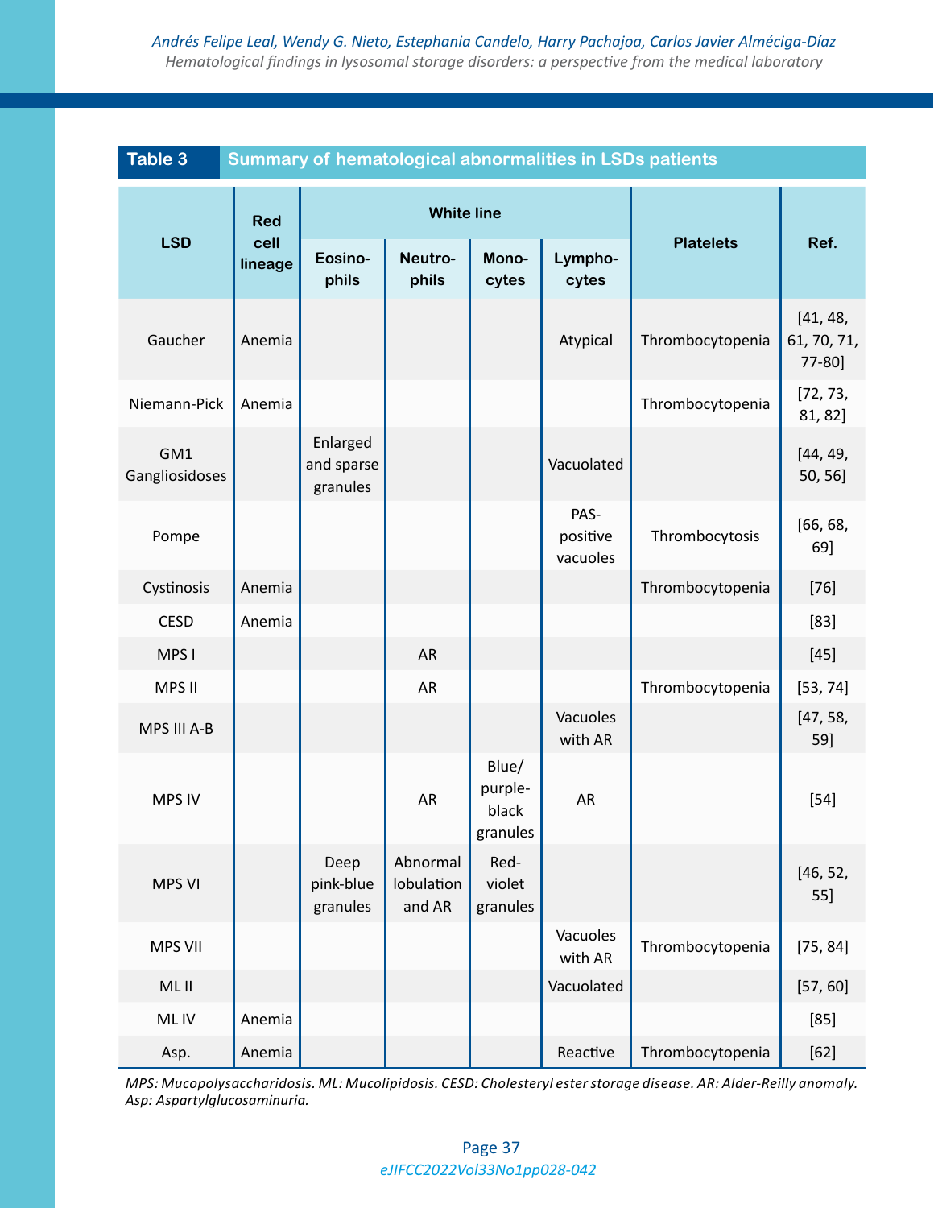**Table 3** Summary of hematological abnormalities in LSDs patients

| LSD | Red cell lineage | White line | | | | Platelets | Ref. |
|---|---|---|---|---|---|---|---|
| | | Eosinophils | Neutrophils | Monocytes | Lymphocytes | | |
| Gaucher | Anemia | | | | Atypical | Thrombocytopenia | [41, 48, 61, 70, 71, 77-80] |
| Niemann-Pick | Anemia | | | | | Thrombocytopenia | [72, 73, 81, 82] |
| GM1 Gangliosidoses | | Enlarged and sparse granules | | | Vacuolated | | [44, 49, 50, 56] |
| Pompe | | | | | PAS-positive vacuoles | Thrombocytosis | [66, 68, 69] |
| Cystinosis | Anemia | | | | | Thrombocytopenia | [76] |
| CESD | Anemia | | | | | | [83] |
| MPS I | | | AR | | | | [45] |
| MPS II | | | AR | | | Thrombocytopenia | [53, 74] |
| MPS III A-B | | | | | Vacuoles with AR | | [47, 58, 59] |
| MPS IV | | | AR | Blue/purple-black granules | AR | | [54] |
| MPS VI | | Deep pink-blue granules | Abnormal lobulation and AR | Red-violet granules | | | [46, 52, 55] |
| MPS VII | | | | | Vacuoles with AR | Thrombocytopenia | [75, 84] |
| ML II | | | | | Vacuolated | | [57, 60] |
| ML IV | Anemia | | | | | | [85] |
| Asp. | Anemia | | | | Reactive | Thrombocytopenia | [62] |

*MPS: Mucopolysaccharidosis. ML: Mucolipidosis. CESD: Cholesteryl ester storage disease. AR: Alder-Reilly anomaly. Asp: Aspartylglucosaminuria.*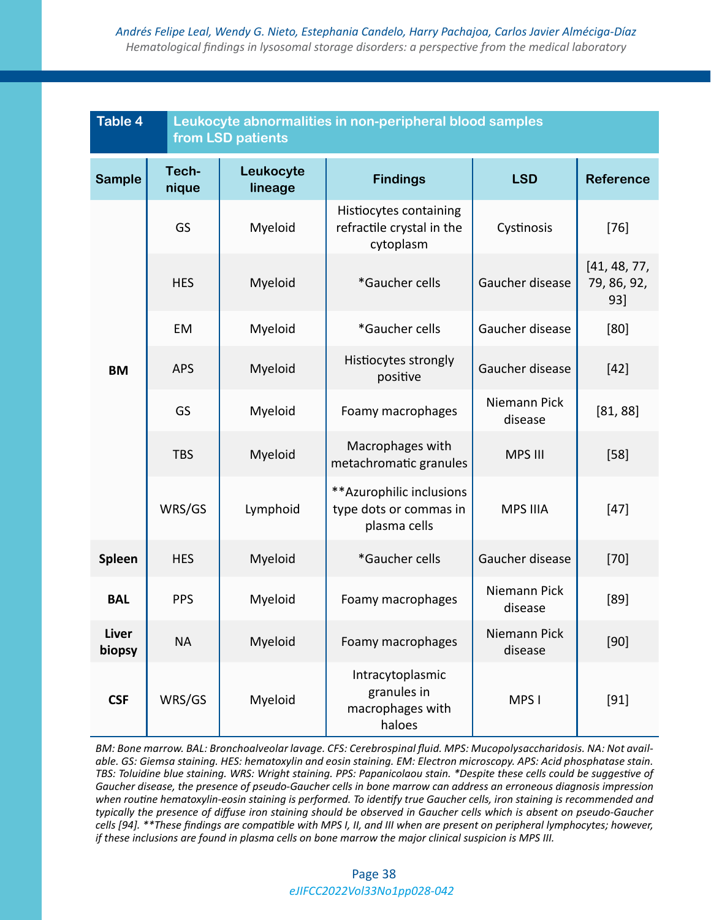**Table 4** Leukocyte abnormalities in non-peripheral blood samples from LSD patients

| Sample | Tech-nique | Leukocyte lineage | Findings | LSD | Reference |
|---|---|---|---|---|---|
| BM | GS | Myeloid | Histiocytes containing refractile crystal in the cytoplasm | Cystinosis | [76] |
| | HES | Myeloid | *Gaucher cells | Gaucher disease | [41, 48, 77, 79, 86, 92, 93] |
| | EM | Myeloid | *Gaucher cells | Gaucher disease | [80] |
| | APS | Myeloid | Histiocytes strongly positive | Gaucher disease | [42] |
| | GS | Myeloid | Foamy macrophages | Niemann Pick disease | [81, 88] |
| | TBS | Myeloid | Macrophages with metachromatic granules | MPS III | [58] |
| | WRS/GS | Lymphoid | **Azurophilic inclusions type dots or commas in plasma cells | MPS IIIA | [47] |
| Spleen | HES | Myeloid | *Gaucher cells | Gaucher disease | [70] |
| BAL | PPS | Myeloid | Foamy macrophages | Niemann Pick disease | [89] |
| Liver biopsy | NA | Myeloid | Foamy macrophages | Niemann Pick disease | [90] |
| CSF | WRS/GS | Myeloid | Intracytoplasmic granules in macrophages with haloes | MPS I | [91] |

*BM: Bone marrow. BAL: Bronchoalveolar lavage. CFS: Cerebrospinal fluid. MPS: Mucopolysaccharidosis. NA: Not available. GS: Giemsa staining. HES: hematoxylin and eosin staining. EM: Electron microscopy. APS: Acid phosphatase stain. TBS: Toluidine blue staining. WRS: Wright staining. PPS: Papanicolaou stain. *Despite these cells could be suggestive of Gaucher disease, the presence of pseudo-Gaucher cells in bone marrow can address an erroneous diagnosis impression when routine hematoxylin-eosin staining is performed. To identify true Gaucher cells, iron staining is recommended and typically the presence of diffuse iron staining should be observed in Gaucher cells which is absent on pseudo-Gaucher cells [94]. **These findings are compatible with MPS I, II, and III when are present on peripheral lymphocytes; however, if these inclusions are found in plasma cells on bone marrow the major clinical suspicion is MPS III.*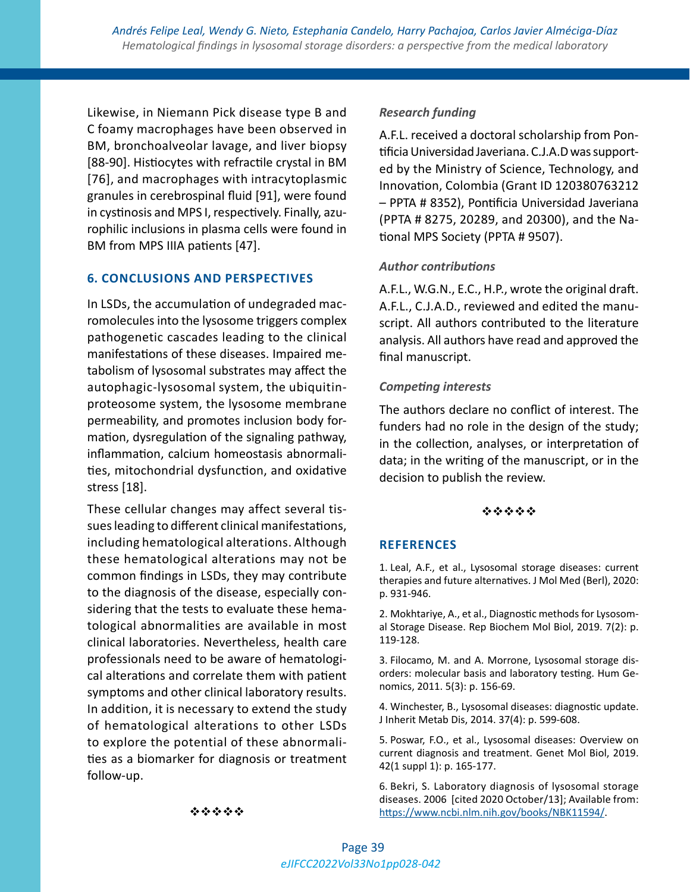Likewise, in Niemann Pick disease type B and C foamy macrophages have been observed in BM, bronchoalveolar lavage, and liver biopsy [88-90]. Histiocytes with refractile crystal in BM [76], and macrophages with intracytoplasmic granules in cerebrospinal fluid [91], were found in cystinosis and MPS I, respectively. Finally, azurophilic inclusions in plasma cells were found in BM from MPS IIIA patients [47].

## 6. CONCLUSIONS AND PERSPECTIVES

In LSDs, the accumulation of undegraded macromolecules into the lysosome triggers complex pathogenetic cascades leading to the clinical manifestations of these diseases. Impaired metabolism of lysosomal substrates may affect the autophagic-lysosomal system, the ubiquitin-proteosome system, the lysosome membrane permeability, and promotes inclusion body formation, dysregulation of the signaling pathway, inflammation, calcium homeostasis abnormalities, mitochondrial dysfunction, and oxidative stress [18].

These cellular changes may affect several tissues leading to different clinical manifestations, including hematological alterations. Although these hematological alterations may not be common findings in LSDs, they may contribute to the diagnosis of the disease, especially considering that the tests to evaluate these hematological abnormalities are available in most clinical laboratories. Nevertheless, health care professionals need to be aware of hematological alterations and correlate them with patient symptoms and other clinical laboratory results. In addition, it is necessary to extend the study of hematological alterations to other LSDs to explore the potential of these abnormalities as a biomarker for diagnosis or treatment follow-up.

❖❖❖❖❖

### *Research funding*

A.F.L. received a doctoral scholarship from Pontificia Universidad Javeriana. C.J.A.D was supported by the Ministry of Science, Technology, and Innovation, Colombia (Grant ID 120380763212 – PPTA # 8352), Pontificia Universidad Javeriana (PPTA # 8275, 20289, and 20300), and the National MPS Society (PPTA # 9507).

### *Author contributions*

A.F.L., W.G.N., E.C., H.P., wrote the original draft. A.F.L., C.J.A.D., reviewed and edited the manuscript. All authors contributed to the literature analysis. All authors have read and approved the final manuscript.

### *Competing interests*

The authors declare no conflict of interest. The funders had no role in the design of the study; in the collection, analyses, or interpretation of data; in the writing of the manuscript, or in the decision to publish the review.

❖❖❖❖❖

## REFERENCES

1. Leal, A.F., et al., Lysosomal storage diseases: current therapies and future alternatives. J Mol Med (Berl), 2020: p. 931-946.

2. Mokhtariye, A., et al., Diagnostic methods for Lysosomal Storage Disease. Rep Biochem Mol Biol, 2019. 7(2): p. 119-128.

3. Filocamo, M. and A. Morrone, Lysosomal storage disorders: molecular basis and laboratory testing. Hum Genomics, 2011. 5(3): p. 156-69.

4. Winchester, B., Lysosomal diseases: diagnostic update. J Inherit Metab Dis, 2014. 37(4): p. 599-608.

5. Poswar, F.O., et al., Lysosomal diseases: Overview on current diagnosis and treatment. Genet Mol Biol, 2019. 42(1 suppl 1): p. 165-177.

6. Bekri, S. Laboratory diagnosis of lysosomal storage diseases. 2006 [cited 2020 October/13]; Available from: https://www.ncbi.nlm.nih.gov/books/NBK11594/.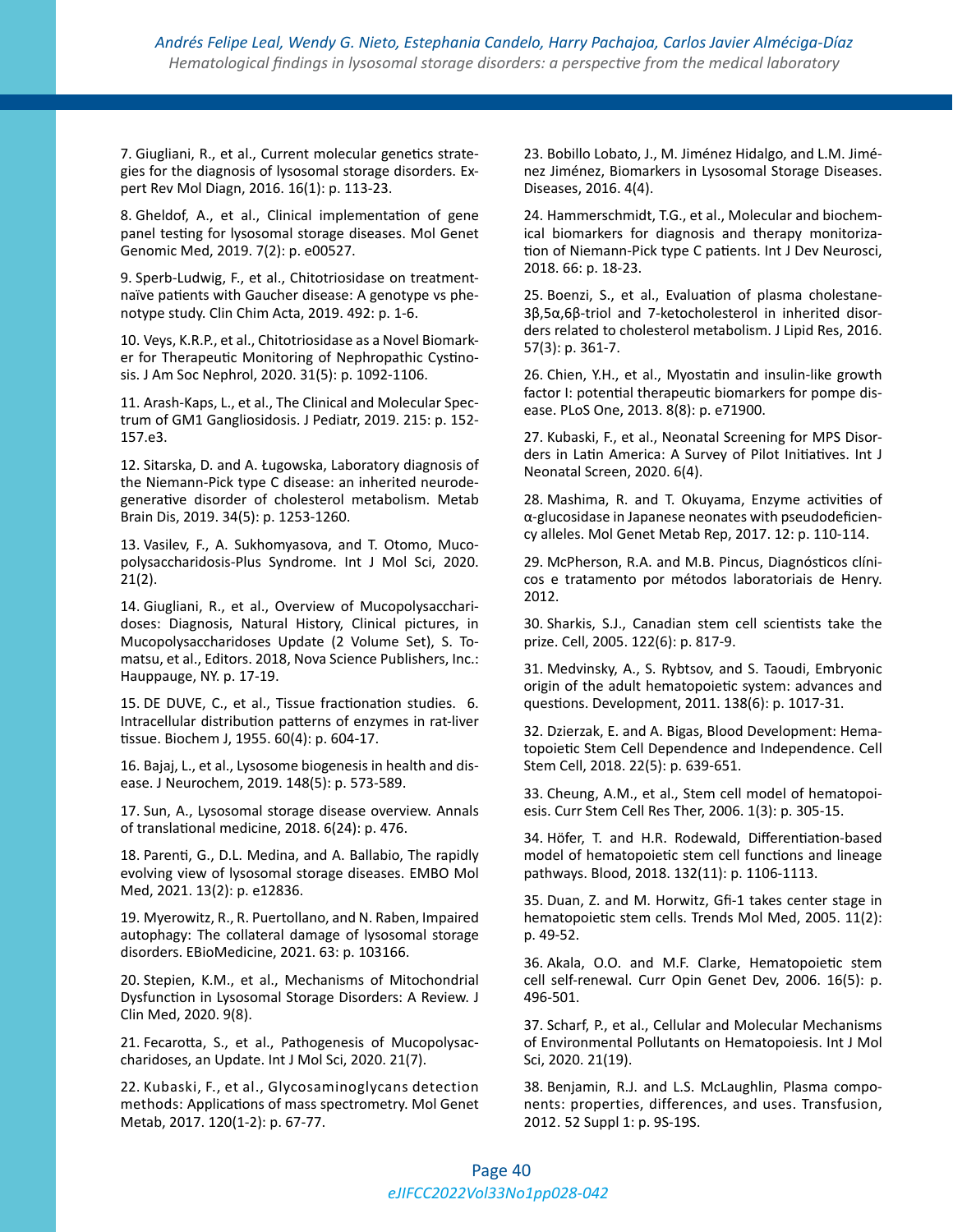7. Giugliani, R., et al., Current molecular genetics strategies for the diagnosis of lysosomal storage disorders. Expert Rev Mol Diagn, 2016. 16(1): p. 113-23.

8. Gheldof, A., et al., Clinical implementation of gene panel testing for lysosomal storage diseases. Mol Genet Genomic Med, 2019. 7(2): p. e00527.

9. Sperb-Ludwig, F., et al., Chitotriosidase on treatment-naïve patients with Gaucher disease: A genotype vs phenotype study. Clin Chim Acta, 2019. 492: p. 1-6.

10. Veys, K.R.P., et al., Chitotriosidase as a Novel Biomarker for Therapeutic Monitoring of Nephropathic Cystinosis. J Am Soc Nephrol, 2020. 31(5): p. 1092-1106.

11. Arash-Kaps, L., et al., The Clinical and Molecular Spectrum of GM1 Gangliosidosis. J Pediatr, 2019. 215: p. 152-157.e3.

12. Sitarska, D. and A. Ługowska, Laboratory diagnosis of the Niemann-Pick type C disease: an inherited neurodegenerative disorder of cholesterol metabolism. Metab Brain Dis, 2019. 34(5): p. 1253-1260.

13. Vasilev, F., A. Sukhomyasova, and T. Otomo, Mucopolysaccharidosis-Plus Syndrome. Int J Mol Sci, 2020. 21(2).

14. Giugliani, R., et al., Overview of Mucopolysaccharidoses: Diagnosis, Natural History, Clinical pictures, in Mucopolysaccharidoses Update (2 Volume Set), S. Tomatsu, et al., Editors. 2018, Nova Science Publishers, Inc.: Hauppauge, NY. p. 17-19.

15. DE DUVE, C., et al., Tissue fractionation studies. 6. Intracellular distribution patterns of enzymes in rat-liver tissue. Biochem J, 1955. 60(4): p. 604-17.

16. Bajaj, L., et al., Lysosome biogenesis in health and disease. J Neurochem, 2019. 148(5): p. 573-589.

17. Sun, A., Lysosomal storage disease overview. Annals of translational medicine, 2018. 6(24): p. 476.

18. Parenti, G., D.L. Medina, and A. Ballabio, The rapidly evolving view of lysosomal storage diseases. EMBO Mol Med, 2021. 13(2): p. e12836.

19. Myerowitz, R., R. Puertollano, and N. Raben, Impaired autophagy: The collateral damage of lysosomal storage disorders. EBioMedicine, 2021. 63: p. 103166.

20. Stepien, K.M., et al., Mechanisms of Mitochondrial Dysfunction in Lysosomal Storage Disorders: A Review. J Clin Med, 2020. 9(8).

21. Fecarotta, S., et al., Pathogenesis of Mucopolysaccharidoses, an Update. Int J Mol Sci, 2020. 21(7).

22. Kubaski, F., et al., Glycosaminoglycans detection methods: Applications of mass spectrometry. Mol Genet Metab, 2017. 120(1-2): p. 67-77.

23. Bobillo Lobato, J., M. Jiménez Hidalgo, and L.M. Jiménez Jiménez, Biomarkers in Lysosomal Storage Diseases. Diseases, 2016. 4(4).

24. Hammerschmidt, T.G., et al., Molecular and biochemical biomarkers for diagnosis and therapy monitorization of Niemann-Pick type C patients. Int J Dev Neurosci, 2018. 66: p. 18-23.

25. Boenzi, S., et al., Evaluation of plasma cholestane-3β,5α,6β-triol and 7-ketocholesterol in inherited disorders related to cholesterol metabolism. J Lipid Res, 2016. 57(3): p. 361-7.

26. Chien, Y.H., et al., Myostatin and insulin-like growth factor I: potential therapeutic biomarkers for pompe disease. PLoS One, 2013. 8(8): p. e71900.

27. Kubaski, F., et al., Neonatal Screening for MPS Disorders in Latin America: A Survey of Pilot Initiatives. Int J Neonatal Screen, 2020. 6(4).

28. Mashima, R. and T. Okuyama, Enzyme activities of α-glucosidase in Japanese neonates with pseudodeficiency alleles. Mol Genet Metab Rep, 2017. 12: p. 110-114.

29. McPherson, R.A. and M.B. Pincus, Diagnósticos clínicos e tratamento por métodos laboratoriais de Henry. 2012.

30. Sharkis, S.J., Canadian stem cell scientists take the prize. Cell, 2005. 122(6): p. 817-9.

31. Medvinsky, A., S. Rybtsov, and S. Taoudi, Embryonic origin of the adult hematopoietic system: advances and questions. Development, 2011. 138(6): p. 1017-31.

32. Dzierzak, E. and A. Bigas, Blood Development: Hematopoietic Stem Cell Dependence and Independence. Cell Stem Cell, 2018. 22(5): p. 639-651.

33. Cheung, A.M., et al., Stem cell model of hematopoiesis. Curr Stem Cell Res Ther, 2006. 1(3): p. 305-15.

34. Höfer, T. and H.R. Rodewald, Differentiation-based model of hematopoietic stem cell functions and lineage pathways. Blood, 2018. 132(11): p. 1106-1113.

35. Duan, Z. and M. Horwitz, Gfi-1 takes center stage in hematopoietic stem cells. Trends Mol Med, 2005. 11(2): p. 49-52.

36. Akala, O.O. and M.F. Clarke, Hematopoietic stem cell self-renewal. Curr Opin Genet Dev, 2006. 16(5): p. 496-501.

37. Scharf, P., et al., Cellular and Molecular Mechanisms of Environmental Pollutants on Hematopoiesis. Int J Mol Sci, 2020. 21(19).

38. Benjamin, R.J. and L.S. McLaughlin, Plasma components: properties, differences, and uses. Transfusion, 2012. 52 Suppl 1: p. 9S-19S.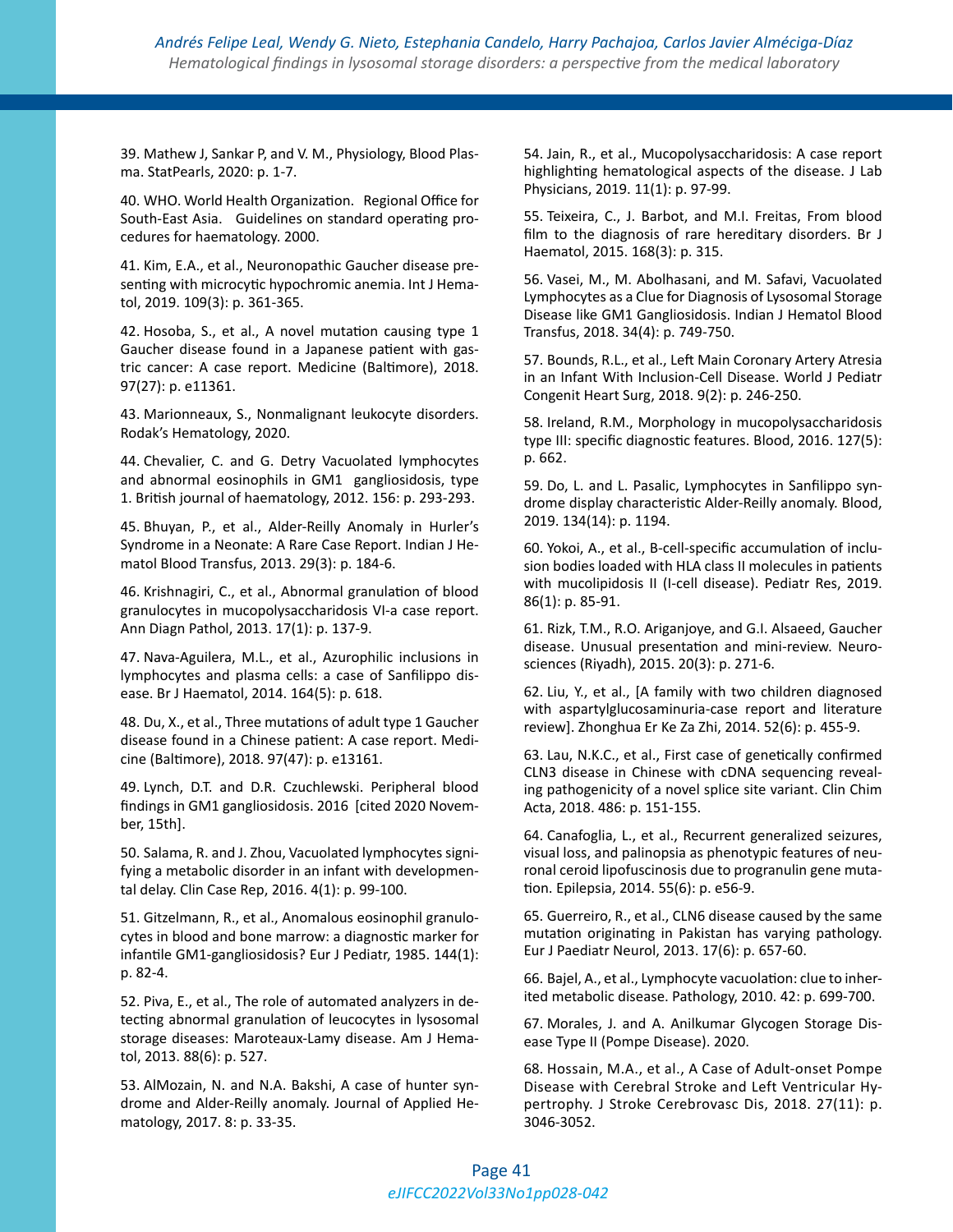39. Mathew J, Sankar P, and V. M., Physiology, Blood Plasma. StatPearls, 2020: p. 1-7.

40. WHO. World Health Organization. Regional Office for South-East Asia. Guidelines on standard operating procedures for haematology. 2000.

41. Kim, E.A., et al., Neuronopathic Gaucher disease presenting with microcytic hypochromic anemia. Int J Hematol, 2019. 109(3): p. 361-365.

42. Hosoba, S., et al., A novel mutation causing type 1 Gaucher disease found in a Japanese patient with gastric cancer: A case report. Medicine (Baltimore), 2018. 97(27): p. e11361.

43. Marionneaux, S., Nonmalignant leukocyte disorders. Rodak's Hematology, 2020.

44. Chevalier, C. and G. Detry Vacuolated lymphocytes and abnormal eosinophils in GM1 gangliosidosis, type 1. British journal of haematology, 2012. 156: p. 293-293.

45. Bhuyan, P., et al., Alder-Reilly Anomaly in Hurler's Syndrome in a Neonate: A Rare Case Report. Indian J Hematol Blood Transfus, 2013. 29(3): p. 184-6.

46. Krishnagiri, C., et al., Abnormal granulation of blood granulocytes in mucopolysaccharidosis VI-a case report. Ann Diagn Pathol, 2013. 17(1): p. 137-9.

47. Nava-Aguilera, M.L., et al., Azurophilic inclusions in lymphocytes and plasma cells: a case of Sanfilippo disease. Br J Haematol, 2014. 164(5): p. 618.

48. Du, X., et al., Three mutations of adult type 1 Gaucher disease found in a Chinese patient: A case report. Medicine (Baltimore), 2018. 97(47): p. e13161.

49. Lynch, D.T. and D.R. Czuchlewski. Peripheral blood findings in GM1 gangliosidosis. 2016 [cited 2020 November, 15th].

50. Salama, R. and J. Zhou, Vacuolated lymphocytes signifying a metabolic disorder in an infant with developmental delay. Clin Case Rep, 2016. 4(1): p. 99-100.

51. Gitzelmann, R., et al., Anomalous eosinophil granulocytes in blood and bone marrow: a diagnostic marker for infantile GM1-gangliosidosis? Eur J Pediatr, 1985. 144(1): p. 82-4.

52. Piva, E., et al., The role of automated analyzers in detecting abnormal granulation of leucocytes in lysosomal storage diseases: Maroteaux-Lamy disease. Am J Hematol, 2013. 88(6): p. 527.

53. AlMozain, N. and N.A. Bakshi, A case of hunter syndrome and Alder-Reilly anomaly. Journal of Applied Hematology, 2017. 8: p. 33-35.

54. Jain, R., et al., Mucopolysaccharidosis: A case report highlighting hematological aspects of the disease. J Lab Physicians, 2019. 11(1): p. 97-99.

55. Teixeira, C., J. Barbot, and M.I. Freitas, From blood film to the diagnosis of rare hereditary disorders. Br J Haematol, 2015. 168(3): p. 315.

56. Vasei, M., M. Abolhasani, and M. Safavi, Vacuolated Lymphocytes as a Clue for Diagnosis of Lysosomal Storage Disease like GM1 Gangliosidosis. Indian J Hematol Blood Transfus, 2018. 34(4): p. 749-750.

57. Bounds, R.L., et al., Left Main Coronary Artery Atresia in an Infant With Inclusion-Cell Disease. World J Pediatr Congenit Heart Surg, 2018. 9(2): p. 246-250.

58. Ireland, R.M., Morphology in mucopolysaccharidosis type III: specific diagnostic features. Blood, 2016. 127(5): p. 662.

59. Do, L. and L. Pasalic, Lymphocytes in Sanfilippo syndrome display characteristic Alder-Reilly anomaly. Blood, 2019. 134(14): p. 1194.

60. Yokoi, A., et al., B-cell-specific accumulation of inclusion bodies loaded with HLA class II molecules in patients with mucolipidosis II (I-cell disease). Pediatr Res, 2019. 86(1): p. 85-91.

61. Rizk, T.M., R.O. Ariganjoye, and G.I. Alsaeed, Gaucher disease. Unusual presentation and mini-review. Neurosciences (Riyadh), 2015. 20(3): p. 271-6.

62. Liu, Y., et al., [A family with two children diagnosed with aspartylglucosaminuria-case report and literature review]. Zhonghua Er Ke Za Zhi, 2014. 52(6): p. 455-9.

63. Lau, N.K.C., et al., First case of genetically confirmed CLN3 disease in Chinese with cDNA sequencing revealing pathogenicity of a novel splice site variant. Clin Chim Acta, 2018. 486: p. 151-155.

64. Canafoglia, L., et al., Recurrent generalized seizures, visual loss, and palinopsia as phenotypic features of neuronal ceroid lipofuscinosis due to progranulin gene mutation. Epilepsia, 2014. 55(6): p. e56-9.

65. Guerreiro, R., et al., CLN6 disease caused by the same mutation originating in Pakistan has varying pathology. Eur J Paediatr Neurol, 2013. 17(6): p. 657-60.

66. Bajel, A., et al., Lymphocyte vacuolation: clue to inherited metabolic disease. Pathology, 2010. 42: p. 699-700.

67. Morales, J. and A. Anilkumar Glycogen Storage Disease Type II (Pompe Disease). 2020.

68. Hossain, M.A., et al., A Case of Adult-onset Pompe Disease with Cerebral Stroke and Left Ventricular Hypertrophy. J Stroke Cerebrovasc Dis, 2018. 27(11): p. 3046-3052.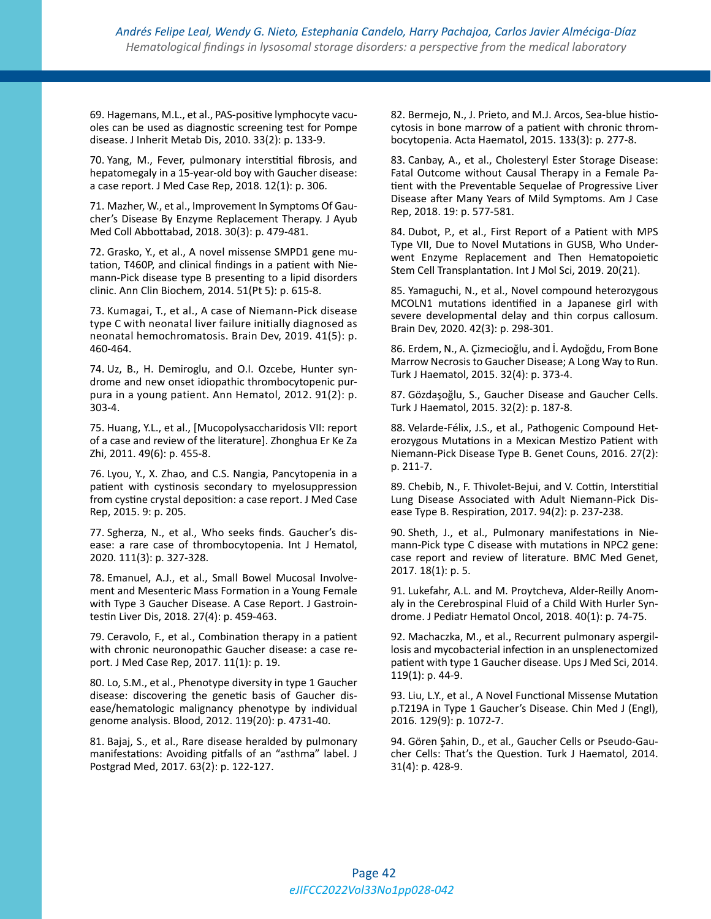69. Hagemans, M.L., et al., PAS-positive lymphocyte vacuoles can be used as diagnostic screening test for Pompe disease. J Inherit Metab Dis, 2010. 33(2): p. 133-9.

70. Yang, M., Fever, pulmonary interstitial fibrosis, and hepatomegaly in a 15-year-old boy with Gaucher disease: a case report. J Med Case Rep, 2018. 12(1): p. 306.

71. Mazher, W., et al., Improvement In Symptoms Of Gaucher's Disease By Enzyme Replacement Therapy. J Ayub Med Coll Abbottabad, 2018. 30(3): p. 479-481.

72. Grasko, Y., et al., A novel missense SMPD1 gene mutation, T460P, and clinical findings in a patient with Niemann-Pick disease type B presenting to a lipid disorders clinic. Ann Clin Biochem, 2014. 51(Pt 5): p. 615-8.

73. Kumagai, T., et al., A case of Niemann-Pick disease type C with neonatal liver failure initially diagnosed as neonatal hemochromatosis. Brain Dev, 2019. 41(5): p. 460-464.

74. Uz, B., H. Demiroglu, and O.I. Ozcebe, Hunter syndrome and new onset idiopathic thrombocytopenic purpura in a young patient. Ann Hematol, 2012. 91(2): p. 303-4.

75. Huang, Y.L., et al., [Mucopolysaccharidosis VII: report of a case and review of the literature]. Zhonghua Er Ke Za Zhi, 2011. 49(6): p. 455-8.

76. Lyou, Y., X. Zhao, and C.S. Nangia, Pancytopenia in a patient with cystinosis secondary to myelosuppression from cystine crystal deposition: a case report. J Med Case Rep, 2015. 9: p. 205.

77. Sgherza, N., et al., Who seeks finds. Gaucher's disease: a rare case of thrombocytopenia. Int J Hematol, 2020. 111(3): p. 327-328.

78. Emanuel, A.J., et al., Small Bowel Mucosal Involvement and Mesenteric Mass Formation in a Young Female with Type 3 Gaucher Disease. A Case Report. J Gastrointestin Liver Dis, 2018. 27(4): p. 459-463.

79. Ceravolo, F., et al., Combination therapy in a patient with chronic neuronopathic Gaucher disease: a case report. J Med Case Rep, 2017. 11(1): p. 19.

80. Lo, S.M., et al., Phenotype diversity in type 1 Gaucher disease: discovering the genetic basis of Gaucher disease/hematologic malignancy phenotype by individual genome analysis. Blood, 2012. 119(20): p. 4731-40.

81. Bajaj, S., et al., Rare disease heralded by pulmonary manifestations: Avoiding pitfalls of an "asthma" label. J Postgrad Med, 2017. 63(2): p. 122-127.

82. Bermejo, N., J. Prieto, and M.J. Arcos, Sea-blue histiocytosis in bone marrow of a patient with chronic thrombocytopenia. Acta Haematol, 2015. 133(3): p. 277-8.

83. Canbay, A., et al., Cholesteryl Ester Storage Disease: Fatal Outcome without Causal Therapy in a Female Patient with the Preventable Sequelae of Progressive Liver Disease after Many Years of Mild Symptoms. Am J Case Rep, 2018. 19: p. 577-581.

84. Dubot, P., et al., First Report of a Patient with MPS Type VII, Due to Novel Mutations in GUSB, Who Underwent Enzyme Replacement and Then Hematopoietic Stem Cell Transplantation. Int J Mol Sci, 2019. 20(21).

85. Yamaguchi, N., et al., Novel compound heterozygous MCOLN1 mutations identified in a Japanese girl with severe developmental delay and thin corpus callosum. Brain Dev, 2020. 42(3): p. 298-301.

86. Erdem, N., A. Çizmecioğlu, and İ. Aydoğdu, From Bone Marrow Necrosis to Gaucher Disease; A Long Way to Run. Turk J Haematol, 2015. 32(4): p. 373-4.

87. Gözdaşoğlu, S., Gaucher Disease and Gaucher Cells. Turk J Haematol, 2015. 32(2): p. 187-8.

88. Velarde-Félix, J.S., et al., Pathogenic Compound Heterozygous Mutations in a Mexican Mestizo Patient with Niemann-Pick Disease Type B. Genet Couns, 2016. 27(2): p. 211-7.

89. Chebib, N., F. Thivolet-Bejui, and V. Cottin, Interstitial Lung Disease Associated with Adult Niemann-Pick Disease Type B. Respiration, 2017. 94(2): p. 237-238.

90. Sheth, J., et al., Pulmonary manifestations in Niemann-Pick type C disease with mutations in NPC2 gene: case report and review of literature. BMC Med Genet, 2017. 18(1): p. 5.

91. Lukefahr, A.L. and M. Proytcheva, Alder-Reilly Anomaly in the Cerebrospinal Fluid of a Child With Hurler Syndrome. J Pediatr Hematol Oncol, 2018. 40(1): p. 74-75.

92. Machaczka, M., et al., Recurrent pulmonary aspergillosis and mycobacterial infection in an unsplenectomized patient with type 1 Gaucher disease. Ups J Med Sci, 2014. 119(1): p. 44-9.

93. Liu, L.Y., et al., A Novel Functional Missense Mutation p.T219A in Type 1 Gaucher's Disease. Chin Med J (Engl), 2016. 129(9): p. 1072-7.

94. Gören Şahin, D., et al., Gaucher Cells or Pseudo-Gaucher Cells: That's the Question. Turk J Haematol, 2014. 31(4): p. 428-9.